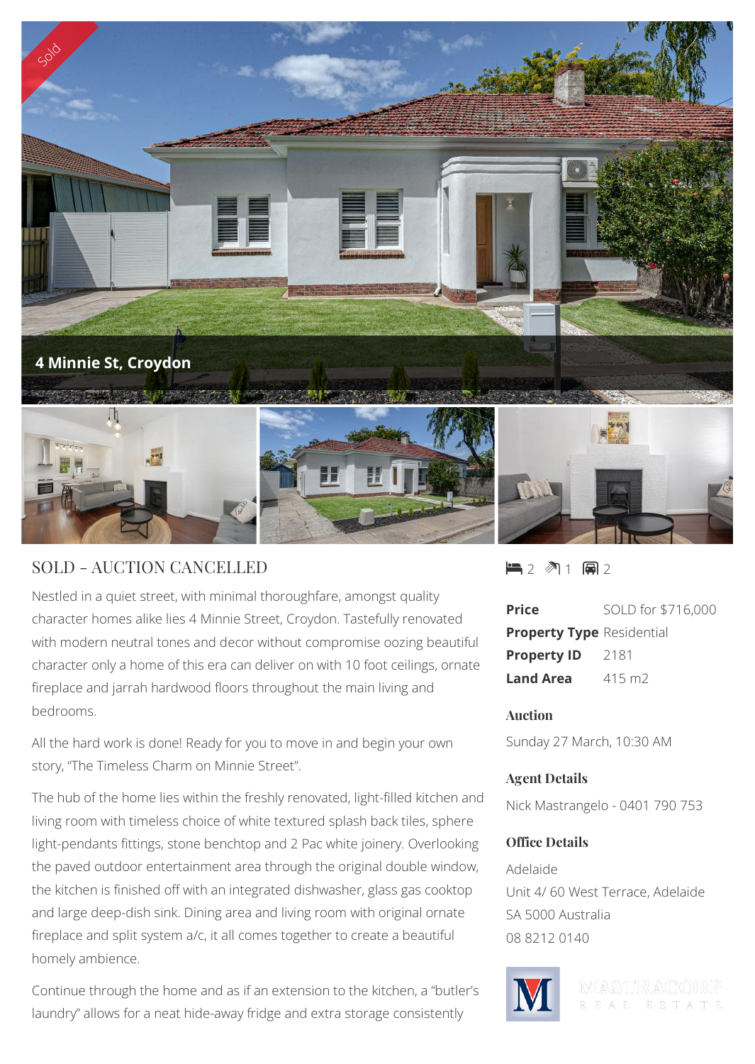Sold

4 Minnie St, Croydon

## SOLD - AUCTION CANCELLED

Nestled in a quiet street, with minimal thoroughfare, amongst quality character homes alike lies 4 Minnie Street, Croydon. Tastefully renovated with modern neutral tones and decor without compromise oozing beautiful character only a home of this era can deliver on with 10 foot ceilings, ornate fireplace and jarrah hardwood floors throughout the main living and bedrooms.

All the hard work is done! Ready for you to move in and begin your own story, "The Timeless Charm on Minnie Street".

The hub of the home lies within the freshly renovated, light-filled kitchen and living room with timeless choice of white textured splash back tiles, sphere light-pendants fittings, stone benchtop and 2 Pac white joinery. Overlooking the paved outdoor entertainment area through the original double window, the kitchen is finished off with an integrated dishwasher, glass gas cooktop and large deep-dish sink. Dining area and living room with original ornate fireplace and split system a/c, it all comes together to create a beautiful homely ambience.

Continue through the home and as if an extension to the kitchen, a "butler's laundry" allows for a neat hide-away fridge and extra storage consistently

2 1 2

| | |
|---|---|
| **Price** | SOLD for $716,000 |
| **Property Type** | Residential |
| **Property ID** | 2181 |
| **Land Area** | 415 m2 |

### Auction

Sunday 27 March, 10:30 AM

### Agent Details

Nick Mastrangelo - 0401 790 753

### Office Details

Adelaide
Unit 4/ 60 West Terrace, Adelaide
SA 5000 Australia
08 8212 0140

MASTRACORP REAL ESTATE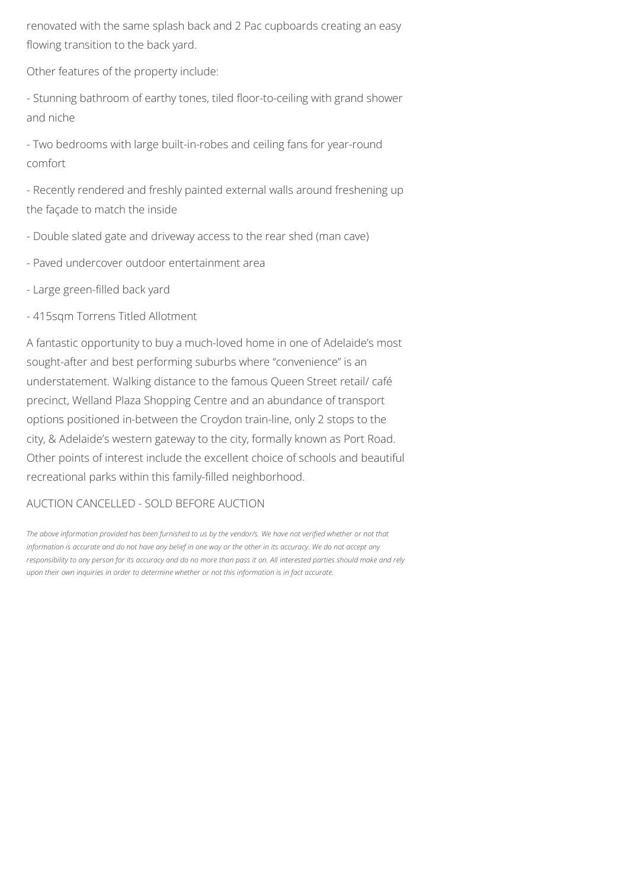renovated with the same splash back and 2 Pac cupboards creating an easy flowing transition to the back yard.

Other features of the property include:

- Stunning bathroom of earthy tones, tiled floor-to-ceiling with grand shower and niche

- Two bedrooms with large built-in-robes and ceiling fans for year-round comfort

- Recently rendered and freshly painted external walls around freshening up the façade to match the inside

- Double slated gate and driveway access to the rear shed (man cave)

- Paved undercover outdoor entertainment area

- Large green-filled back yard

- 415sqm Torrens Titled Allotment

A fantastic opportunity to buy a much-loved home in one of Adelaide's most sought-after and best performing suburbs where "convenience" is an understatement. Walking distance to the famous Queen Street retail/ café precinct, Welland Plaza Shopping Centre and an abundance of transport options positioned in-between the Croydon train-line, only 2 stops to the city, & Adelaide's western gateway to the city, formally known as Port Road. Other points of interest include the excellent choice of schools and beautiful recreational parks within this family-filled neighborhood.

AUCTION CANCELLED - SOLD BEFORE AUCTION

*The above information provided has been furnished to us by the vendor/s. We have not verified whether or not that information is accurate and do not have any belief in one way or the other in its accuracy. We do not accept any responsibility to any person for its accuracy and do no more than pass it on. All interested parties should make and rely upon their own inquiries in order to determine whether or not this information is in fact accurate.*